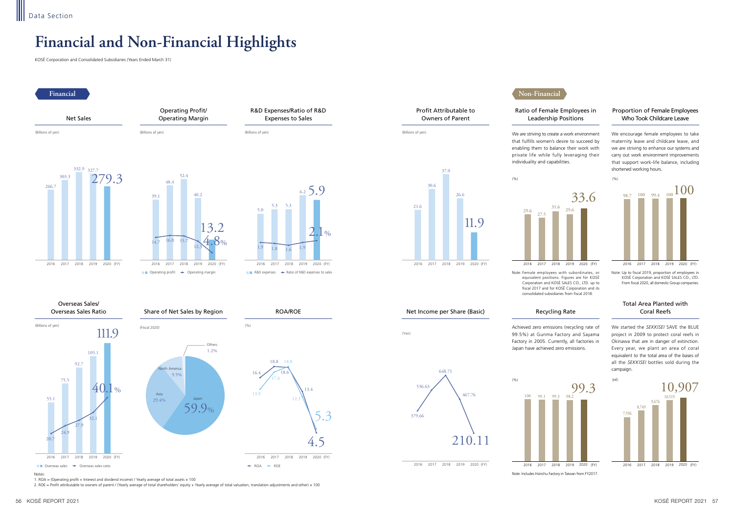# Financial and Non-Financial Highlights

KOSÉ Corporation and Consolidated Subsidiaries (Years Ended March 31)

## Financial

### Net Sales

(Billions of yen)

| FY | 2016 | 2017 | 2018 | 2019 | 2020 |
|---|---|---|---|---|---|
| Net sales | 266.7 | 303.3 | 332.9 | 327.7 | 279.3 |

### Operating Profit/ Operating Margin

(Billions of yen)

| FY | 2016 | 2017 | 2018 | 2019 | 2020 |
|---|---|---|---|---|---|
| Operating profit | 39.1 | 48.4 | 52.4 | 40.2 | 13.2 |
| Operating margin (%) | 14.7 | 16.0 | 15.7 | 12.3 | 4.8 |

### R&D Expenses/Ratio of R&D Expenses to Sales

(Billions of yen)

| FY | 2016 | 2017 | 2018 | 2019 | 2020 |
|---|---|---|---|---|---|
| R&D expenses | 5.0 | 5.3 | 5.3 | 6.2 | 5.9 |
| Ratio of R&D expenses to sales (%) | 1.9 | 1.8 | 1.6 | 1.9 | 2.1 |

### Profit Attributable to Owners of Parent

(Billions of yen)

| FY | 2016 | 2017 | 2018 | 2019 | 2020 |
|---|---|---|---|---|---|
| Profit attributable to owners of parent | 21.6 | 30.6 | 37.0 | 26.6 | 11.9 |

### Overseas Sales/ Overseas Sales Ratio

(Billions of yen)

| FY | 2016 | 2017 | 2018 | 2019 | 2020 |
|---|---|---|---|---|---|
| Overseas sales | 55.1 | 75.5 | 92.7 | 105.1 | 111.9 |
| Overseas sales ratio (%) | 20.7 | 24.9 | 27.9 | 32.1 | 40.1 |

### Share of Net Sales by Region

(Fiscal 2020)

| Region | Share |
|---|---|
| Japan | 59.9% |
| Asia | 29.4% |
| North America | 9.5% |
| Others | 1.2% |

### ROA/ROE

(%)

| FY | 2016 | 2017 | 2018 | 2019 | 2020 |
|---|---|---|---|---|---|
| ROA | 16.4 | 18.8 | 18.6 | 13.4 | 4.5 |
| ROE | 13.9 | 17.6 | 18.8 | 12.3 | 5.3 |

### Net Income per Share (Basic)

(Yen)

| FY | 2016 | 2017 | 2018 | 2019 | 2020 |
|---|---|---|---|---|---|
| Net income per share | 379.66 | 536.63 | 648.71 | 467.76 | 210.11 |

Notes:
1. ROA = (Operating profit + Interest and dividend income) / Yearly average of total assets × 100
2. ROE = Profit attributable to owners of parent / (Yearly average of total shareholders' equity + Yearly average of total valuation, translation adjustments and other) × 100

## Non-Financial

### Ratio of Female Employees in Leadership Positions

We are striving to create a work environment that fulfills women's desire to succeed by enabling them to balance their work with private life while fully leveraging their individuality and capabilities.

(%)

| FY | 2016 | 2017 | 2018 | 2019 | 2020 |
|---|---|---|---|---|---|
| Ratio | 29.6 | 27.5 | 31.6 | 29.6 | 33.6 |

Note: Female employees with subordinates, or equivalent positions. Figures are for KOSÉ Corporation and KOSÉ SALES CO., LTD. up to fiscal 2017 and for KOSÉ Corporation and its consolidated subsidiaries from fiscal 2018.

### Proportion of Female Employees Who Took Childcare Leave

We encourage female employees to take maternity leave and childcare leave, and we are striving to enhance our systems and carry out work environment improvements that support work-life balance, including shortened working hours.

(%)

| FY | 2016 | 2017 | 2018 | 2019 | 2020 |
|---|---|---|---|---|---|
| Proportion | 98.7 | 100 | 99.4 | 100 | 100 |

Note: Up to fiscal 2019, proportion of employees in KOSÉ Corporation and KOSÉ SALES CO., LTD. From fiscal 2020, all domestic Group companies.

### Recycling Rate

Achieved zero emissions (recycling rate of 99.5%) at Gunma Factory and Sayama Factory in 2005. Currently, all factories in Japan have achieved zero emissions.

(%)

| FY | 2016 | 2017 | 2018 | 2019 | 2020 |
|---|---|---|---|---|---|
| Recycling rate | 100 | 99.1 | 99.3 | 98.2 | 99.3 |

Note: Includes Hsinchu Factory in Taiwan from FY2017.

### Total Area Planted with Coral Reefs

We started the *SEKKISEI* SAVE the BLUE project in 2009 to protect coral reefs in Okinawa that are in danger of extinction. Every year, we plant an area of coral equivalent to the total area of the bases of all the *SEKKISEI* bottles sold during the campaign.

(㎡)

| FY | 2016 | 2017 | 2018 | 2019 | 2020 |
|---|---|---|---|---|---|
| Total area | 7,596 | 8,749 | 9,676 | 10,519 | 10,907 |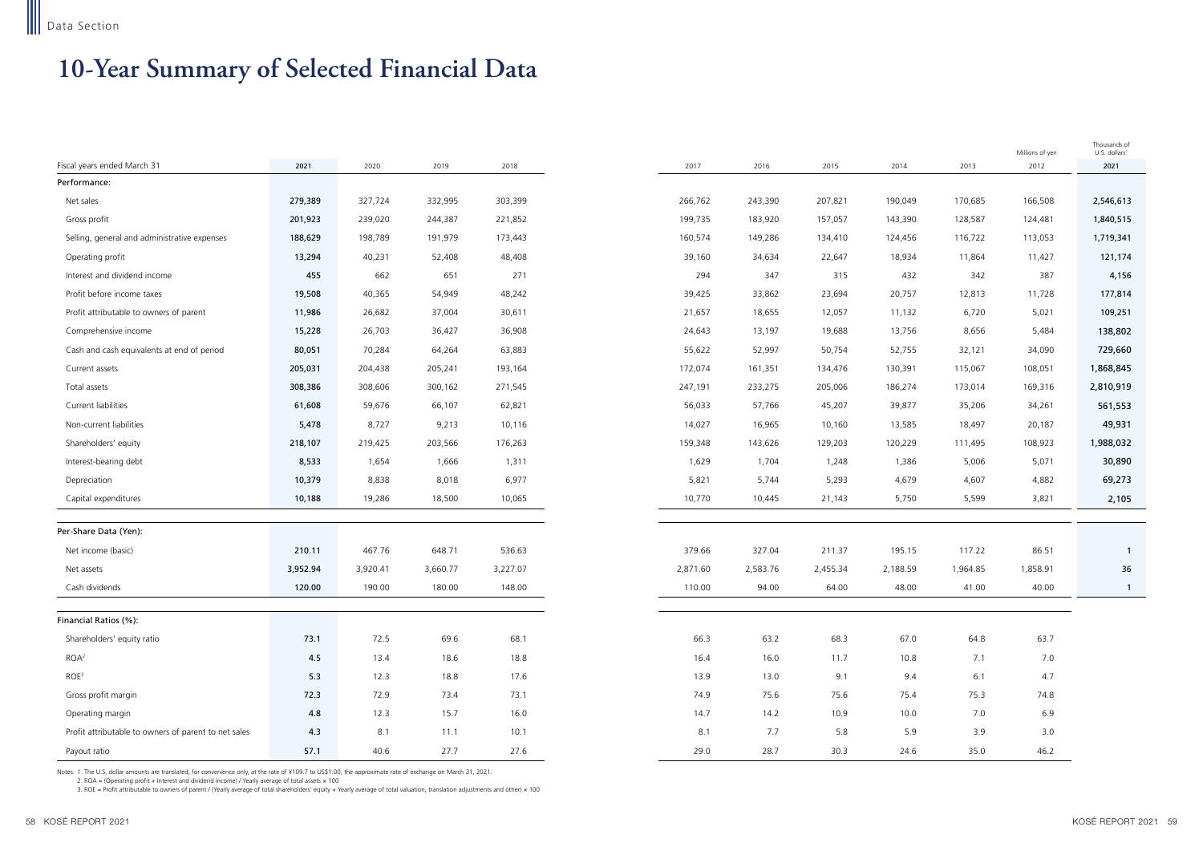# 10-Year Summary of Selected Financial Data

| Fiscal years ended March 31 | 2021 | 2020 | 2019 | 2018 | 2017 | 2016 | 2015 | 2014 | 2013 | Millions of yen 2012 | Thousands of U.S. dollars[1] 2021 |
|---|---|---|---|---|---|---|---|---|---|---|---|
| **Performance:** | | | | | | | | | | | |
| Net sales | 279,389 | 327,724 | 332,995 | 303,399 | 266,762 | 243,390 | 207,821 | 190,049 | 170,685 | 166,508 | 2,546,613 |
| Gross profit | 201,923 | 239,020 | 244,387 | 221,852 | 199,735 | 183,920 | 157,057 | 143,390 | 128,587 | 124,481 | 1,840,515 |
| Selling, general and administrative expenses | 188,629 | 198,789 | 191,979 | 173,443 | 160,574 | 149,286 | 134,410 | 124,456 | 116,722 | 113,053 | 1,719,341 |
| Operating profit | 13,294 | 40,231 | 52,408 | 48,408 | 39,160 | 34,634 | 22,647 | 18,934 | 11,864 | 11,427 | 121,174 |
| Interest and dividend income | 455 | 662 | 651 | 271 | 294 | 347 | 315 | 432 | 342 | 387 | 4,156 |
| Profit before income taxes | 19,508 | 40,365 | 54,949 | 48,242 | 39,425 | 33,862 | 23,694 | 20,757 | 12,813 | 11,728 | 177,814 |
| Profit attributable to owners of parent | 11,986 | 26,682 | 37,004 | 30,611 | 21,657 | 18,655 | 12,057 | 11,132 | 6,720 | 5,021 | 109,251 |
| Comprehensive income | 15,228 | 26,703 | 36,427 | 36,908 | 24,643 | 13,197 | 19,688 | 13,756 | 8,656 | 5,484 | 138,802 |
| Cash and cash equivalents at end of period | 80,051 | 70,284 | 64,264 | 63,883 | 55,622 | 52,997 | 50,754 | 52,755 | 32,121 | 34,090 | 729,660 |
| Current assets | 205,031 | 204,438 | 205,241 | 193,164 | 172,074 | 161,351 | 134,476 | 130,391 | 115,067 | 108,051 | 1,868,845 |
| Total assets | 308,386 | 308,606 | 300,162 | 271,545 | 247,191 | 233,275 | 205,006 | 186,274 | 173,014 | 169,316 | 2,810,919 |
| Current liabilities | 61,608 | 59,676 | 66,107 | 62,821 | 56,033 | 57,766 | 45,207 | 39,877 | 35,206 | 34,261 | 561,553 |
| Non-current liabilities | 5,478 | 8,727 | 9,213 | 10,116 | 14,027 | 16,965 | 10,160 | 13,585 | 18,497 | 20,187 | 49,931 |
| Shareholders' equity | 218,107 | 219,425 | 203,566 | 176,263 | 159,348 | 143,626 | 129,203 | 120,229 | 111,495 | 108,923 | 1,988,032 |
| Interest-bearing debt | 8,533 | 1,654 | 1,666 | 1,311 | 1,629 | 1,704 | 1,248 | 1,386 | 5,006 | 5,071 | 30,890 |
| Depreciation | 10,379 | 8,838 | 8,018 | 6,977 | 5,821 | 5,744 | 5,293 | 4,679 | 4,607 | 4,882 | 69,273 |
| Capital expenditures | 10,188 | 19,286 | 18,500 | 10,065 | 10,770 | 10,445 | 21,143 | 5,750 | 5,599 | 3,821 | 2,105 |
| **Per-Share Data (Yen):** | | | | | | | | | | | |
| Net income (basic) | 210.11 | 467.76 | 648.71 | 536.63 | 379.66 | 327.04 | 211.37 | 195.15 | 117.22 | 86.51 | 1 |
| Net assets | 3,952.94 | 3,920.41 | 3,660.77 | 3,227.07 | 2,871.60 | 2,583.76 | 2,455.34 | 2,188.59 | 1,964.85 | 1,858.91 | 36 |
| Cash dividends | 120.00 | 190.00 | 180.00 | 148.00 | 110.00 | 94.00 | 64.00 | 48.00 | 41.00 | 40.00 | 1 |
| **Financial Ratios (%):** | | | | | | | | | | | |
| Shareholders' equity ratio | 73.1 | 72.5 | 69.6 | 68.1 | 66.3 | 63.2 | 68.3 | 67.0 | 64.8 | 63.7 | |
| ROA[2] | 4.5 | 13.4 | 18.6 | 18.8 | 16.4 | 16.0 | 11.7 | 10.8 | 7.1 | 7.0 | |
| ROE[3] | 5.3 | 12.3 | 18.8 | 17.6 | 13.9 | 13.0 | 9.1 | 9.4 | 6.1 | 4.7 | |
| Gross profit margin | 72.3 | 72.9 | 73.4 | 73.1 | 74.9 | 75.6 | 75.6 | 75.4 | 75.3 | 74.8 | |
| Operating margin | 4.8 | 12.3 | 15.7 | 16.0 | 14.7 | 14.2 | 10.9 | 10.0 | 7.0 | 6.9 | |
| Profit attributable to owners of parent to net sales | 4.3 | 8.1 | 11.1 | 10.1 | 8.1 | 7.7 | 5.8 | 5.9 | 3.9 | 3.0 | |
| Payout ratio | 57.1 | 40.6 | 27.7 | 27.6 | 29.0 | 28.7 | 30.3 | 24.6 | 35.0 | 46.2 | |

Notes: 1. The U.S. dollar amounts are translated, for convenience only, at the rate of ¥109.7 to US$1.00, the approximate rate of exchange on March 31, 2021.
2. ROA = (Operating profit + Interest and dividend income) / Yearly average of total assets × 100
3. ROE = Profit attributable to owners of parent / (Yearly average of total shareholders' equity + Yearly average of total valuation, translation adjustments and other) × 100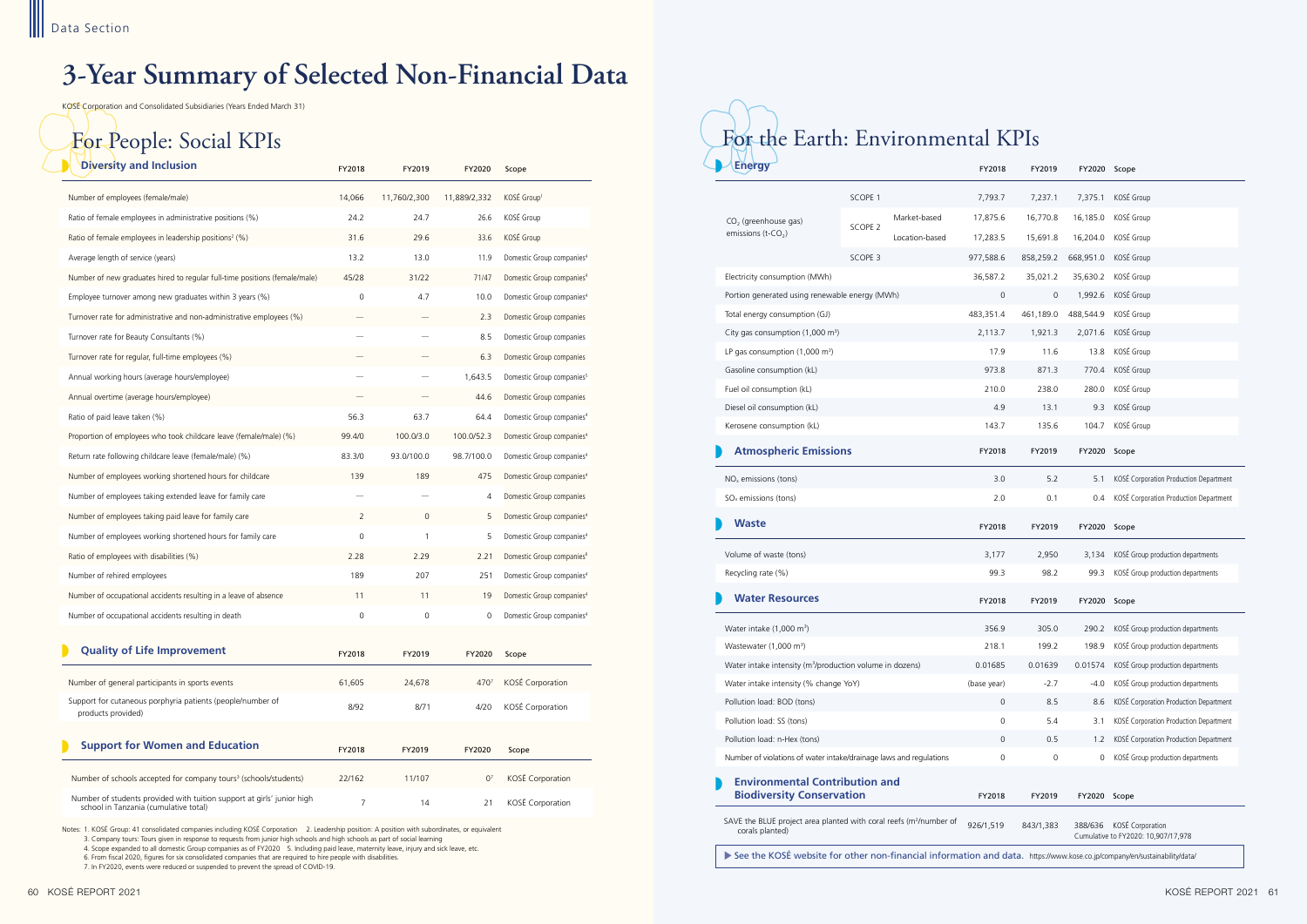Data Section

# 3-Year Summary of Selected Non-Financial Data

KOSÉ Corporation and Consolidated Subsidiaries (Years Ended March 31)

## For People: Social KPIs

### Diversity and Inclusion

| Diversity and Inclusion | FY2018 | FY2019 | FY2020 | Scope |
|---|---|---|---|---|
| Number of employees (female/male) | 14,066 | 11,760/2,300 | 11,889/2,332 | KOSÉ Group[1] |
| Ratio of female employees in administrative positions (%) | 24.2 | 24.7 | 26.6 | KOSÉ Group |
| Ratio of female employees in leadership positions[2] (%) | 31.6 | 29.6 | 33.6 | KOSÉ Group |
| Average length of service (years) | 13.2 | 13.0 | 11.9 | Domestic Group companies[4] |
| Number of new graduates hired to regular full-time positions (female/male) | 45/28 | 31/22 | 71/47 | Domestic Group companies[4] |
| Employee turnover among new graduates within 3 years (%) | 0 | 4.7 | 10.0 | Domestic Group companies[4] |
| Turnover rate for administrative and non-administrative employees (%) | — | — | 2.3 | Domestic Group companies |
| Turnover rate for Beauty Consultants (%) | — | — | 8.5 | Domestic Group companies |
| Turnover rate for regular, full-time employees (%) | — | — | 6.3 | Domestic Group companies |
| Annual working hours (average hours/employee) | — | — | 1,643.5 | Domestic Group companies[5] |
| Annual overtime (average hours/employee) | — | — | 44.6 | Domestic Group companies |
| Ratio of paid leave taken (%) | 56.3 | 63.7 | 64.4 | Domestic Group companies[4] |
| Proportion of employees who took childcare leave (female/male) (%) | 99.4/0 | 100.0/3.0 | 100.0/52.3 | Domestic Group companies[4] |
| Return rate following childcare leave (female/male) (%) | 83.3/0 | 93.0/100.0 | 98.7/100.0 | Domestic Group companies[4] |
| Number of employees working shortened hours for childcare | 139 | 189 | 475 | Domestic Group companies[4] |
| Number of employees taking extended leave for family care | — | — | 4 | Domestic Group companies |
| Number of employees taking paid leave for family care | 2 | 0 | 5 | Domestic Group companies[4] |
| Number of employees working shortened hours for family care | 0 | 1 | 5 | Domestic Group companies[4] |
| Ratio of employees with disabilities (%) | 2.28 | 2.29 | 2.21 | Domestic Group companies[6] |
| Number of rehired employees | 189 | 207 | 251 | Domestic Group companies[4] |
| Number of occupational accidents resulting in a leave of absence | 11 | 11 | 19 | Domestic Group companies[4] |
| Number of occupational accidents resulting in death | 0 | 0 | 0 | Domestic Group companies[4] |

### Quality of Life Improvement

| Quality of Life Improvement | FY2018 | FY2019 | FY2020 | Scope |
|---|---|---|---|---|
| Number of general participants in sports events | 61,605 | 24,678 | 470[7] | KOSÉ Corporation |
| Support for cutaneous porphyria patients (people/number of products provided) | 8/92 | 8/71 | 4/20 | KOSÉ Corporation |

### Support for Women and Education

| Support for Women and Education | FY2018 | FY2019 | FY2020 | Scope |
|---|---|---|---|---|
| Number of schools accepted for company tours[3] (schools/students) | 22/162 | 11/107 | 0[7] | KOSÉ Corporation |
| Number of students provided with tuition support at girls' junior high school in Tanzania (cumulative total) | 7 | 14 | 21 | KOSÉ Corporation |

Notes: 1. KOSÉ Group: 41 consolidated companies including KOSÉ Corporation 2. Leadership position: A position with subordinates, or equivalent
3. Company tours: Tours given in response to requests from junior high schools and high schools as part of social learning
4. Scope expanded to all domestic Group companies as of FY2020 5. Including paid leave, maternity leave, injury and sick leave, etc.
6. From fiscal 2020, figures for six consolidated companies that are required to hire people with disabilities.
7. In FY2020, events were reduced or suspended to prevent the spread of COVID-19.

## For the Earth: Environmental KPIs

### Energy

| Energy | | | FY2018 | FY2019 | FY2020 | Scope |
|---|---|---|---|---|---|---|
| $CO_2$ (greenhouse gas) emissions (t-$CO_2$) | SCOPE 1 | | 7,793.7 | 7,237.1 | 7,375.1 | KOSÉ Group |
| | SCOPE 2 | Market-based | 17,875.6 | 16,770.8 | 16,185.0 | KOSÉ Group |
| | | Location-based | 17,283.5 | 15,691.8 | 16,204.0 | KOSÉ Group |
| | SCOPE 3 | | 977,588.6 | 858,259.2 | 668,951.0 | KOSÉ Group |
| Electricity consumption (MWh) | | | 36,587.2 | 35,021.2 | 35,630.2 | KOSÉ Group |
| Portion generated using renewable energy (MWh) | | | 0 | 0 | 1,992.6 | KOSÉ Group |
| Total energy consumption (GJ) | | | 483,351.4 | 461,189.0 | 488,544.9 | KOSÉ Group |
| City gas consumption (1,000 $m^3$) | | | 2,113.7 | 1,921.3 | 2,071.6 | KOSÉ Group |
| LP gas consumption (1,000 $m^3$) | | | 17.9 | 11.6 | 13.8 | KOSÉ Group |
| Gasoline consumption (kL) | | | 973.8 | 871.3 | 770.4 | KOSÉ Group |
| Fuel oil consumption (kL) | | | 210.0 | 238.0 | 280.0 | KOSÉ Group |
| Diesel oil consumption (kL) | | | 4.9 | 13.1 | 9.3 | KOSÉ Group |
| Kerosene consumption (kL) | | | 143.7 | 135.6 | 104.7 | KOSÉ Group |

### Atmospheric Emissions

| Atmospheric Emissions | FY2018 | FY2019 | FY2020 | Scope |
|---|---|---|---|---|
| $NO_x$ emissions (tons) | 3.0 | 5.2 | 5.1 | KOSÉ Corporation Production Department |
| $SO_x$ emissions (tons) | 2.0 | 0.1 | 0.4 | KOSÉ Corporation Production Department |

### Waste

| Waste | FY2018 | FY2019 | FY2020 | Scope |
|---|---|---|---|---|
| Volume of waste (tons) | 3,177 | 2,950 | 3,134 | KOSÉ Group production departments |
| Recycling rate (%) | 99.3 | 98.2 | 99.3 | KOSÉ Group production departments |

### Water Resources

| Water Resources | FY2018 | FY2019 | FY2020 | Scope |
|---|---|---|---|---|
| Water intake (1,000 $m^3$) | 356.9 | 305.0 | 290.2 | KOSÉ Group production departments |
| Wastewater (1,000 $m^3$) | 218.1 | 199.2 | 198.9 | KOSÉ Group production departments |
| Water intake intensity ($m^3$/production volume in dozens) | 0.01685 | 0.01639 | 0.01574 | KOSÉ Group production departments |
| Water intake intensity (% change YoY) | (base year) | -2.7 | -4.0 | KOSÉ Group production departments |
| Pollution load: BOD (tons) | 0 | 8.5 | 8.6 | KOSÉ Corporation Production Department |
| Pollution load: SS (tons) | 0 | 5.4 | 3.1 | KOSÉ Corporation Production Department |
| Pollution load: n-Hex (tons) | 0 | 0.5 | 1.2 | KOSÉ Corporation Production Department |
| Number of violations of water intake/drainage laws and regulations | 0 | 0 | 0 | KOSÉ Group production departments |

### Environmental Contribution and Biodiversity Conservation

| Environmental Contribution and Biodiversity Conservation | FY2018 | FY2019 | FY2020 | Scope |
|---|---|---|---|---|
| SAVE the BLUE project area planted with coral reefs ($m^2$/number of corals planted) | 926/1,519 | 843/1,383 | 388/636 | KOSÉ Corporation Cumulative to FY2020: 10,907/17,978 |

▶ See the KOSÉ website for other non-financial information and data. https://www.kose.co.jp/company/en/sustainability/data/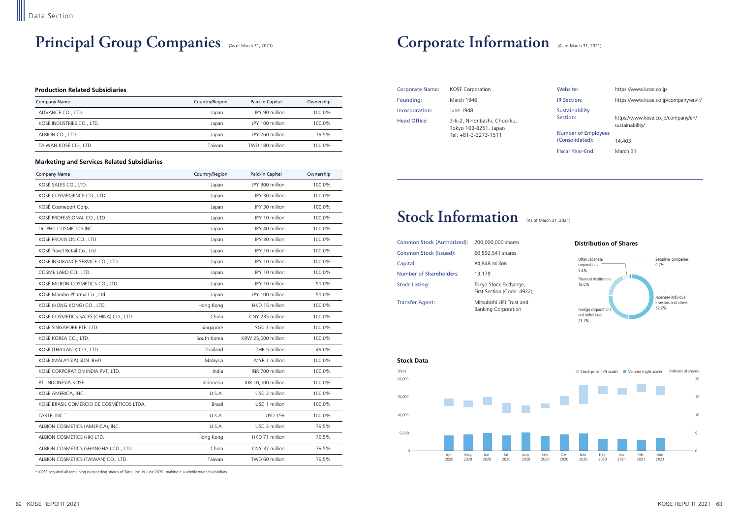# Principal Group Companies (As of March 31, 2021)

### Production Related Subsidiaries

| Company Name | Country/Region | Paid-in Capital | Ownership |
|---|---|---|---|
| ADVANCE CO., LTD. | Japan | JPY 90 million | 100.0% |
| KOSÉ INDUSTRIES CO., LTD. | Japan | JPY 100 million | 100.0% |
| ALBION CO., LTD. | Japan | JPY 760 million | 79.5% |
| TAIWAN KOSÉ CO., LTD. | Taiwan | TWD 180 million | 100.0% |

### Marketing and Services Related Subsidiaries

| Company Name | Country/Region | Paid-in Capital | Ownership |
|---|---|---|---|
| KOSÉ SALES CO., LTD. | Japan | JPY 300 million | 100.0% |
| KOSÉ COSMENIENCE CO., LTD. | Japan | JPY 30 million | 100.0% |
| KOSÉ Cosmeport Corp. | Japan | JPY 30 million | 100.0% |
| KOSÉ PROFESSIONAL CO., LTD. | Japan | JPY 10 million | 100.0% |
| Dr. PHIL COSMETICS INC. | Japan | JPY 40 million | 100.0% |
| KOSÉ PROVISION CO., LTD. | Japan | JPY 30 million | 100.0% |
| KOSÉ Travel Retail Co., Ltd. | Japan | JPY 10 million | 100.0% |
| KOSÉ INSURANCE SERVICE CO., LTD. | Japan | JPY 10 million | 100.0% |
| COSME LABO CO., LTD. | Japan | JPY 10 million | 100.0% |
| KOSÉ MILBON COSMETICS CO., LTD. | Japan | JPY 10 million | 51.0% |
| KOSÉ Maruho Pharma Co., Ltd. | Japan | JPY 100 million | 51.0% |
| KOSÉ (HONG KONG) CO., LTD. | Hong Kong | HKD 15 million | 100.0% |
| KOSÉ COSMETICS SALES (CHINA) CO., LTD. | China | CNY 235 million | 100.0% |
| KOSÉ SINGAPORE PTE. LTD. | Singapore | SGD 1 million | 100.0% |
| KOSÉ KOREA CO., LTD. | South Korea | KRW 25,000 million | 100.0% |
| KOSÉ (THAILAND) CO., LTD. | Thailand | THB 5 million | 49.0% |
| KOSÉ (MALAYSIA) SDN. BHD. | Malaysia | MYR 1 million | 100.0% |
| KOSÉ CORPORATION INDIA PVT. LTD. | India | INR 700 million | 100.0% |
| PT. INDONESIA KOSÉ | Indonesia | IDR 10,000 million | 100.0% |
| KOSÉ AMERICA, INC. | U.S.A. | USD 2 million | 100.0% |
| KOSÉ BRASIL COMÉRCIO DE COSMÉTICOS LTDA. | Brazil | USD 1 million | 100.0% |
| TARTE, INC.* | U.S.A. | USD 159 | 100.0% |
| ALBION COSMETICS (AMERICA), INC. | U.S.A. | USD 2 million | 79.5% |
| ALBION COSMETICS (HK) LTD. | Hong Kong | HKD 71 million | 79.5% |
| ALBION COSMETICS (SHANGHAI) CO., LTD. | China | CNY 37 million | 79.5% |
| ALBION COSMETICS (TAIWAN) CO., LTD. | Taiwan | TWD 60 million | 79.5% |

\* KOSÉ acquired all remaining outstanding shares of Tarte, Inc. in June 2020, making it a wholly owned subsidiary.

# Corporate Information (As of March 31, 2021)

| | |
|---|---|
| Corporate Name: | KOSÉ Corporation |
| Founding: | March 1946 |
| Incorporation: | June 1948 |
| Head Office: | 3-6-2, Nihonbashi, Chuo-ku, Tokyo 103-8251, Japan Tel: +81-3-3273-1511 |
| Website: | https://www.kose.co.jp |
| IR Section: | https://www.kose.co.jp/company/en/ir/ |
| Sustainability Section: | https://www.kose.co.jp/company/en/sustainability/ |
| Number of Employees (Consolidated): | 14,403 |
| Fiscal Year-End: | March 31 |

# Stock Information (As of March 31, 2021)

| | |
|---|---|
| Common Stock (Authorized): | 200,000,000 shares |
| Common Stock (Issued): | 60,592,541 shares |
| Capital: | ¥4,848 million |
| Number of Shareholders: | 13,179 |
| Stock Listing: | Tokyo Stock Exchange, First Section (Code: 4922) |
| Transfer Agent: | Mitsubishi UFJ Trust and Banking Corporation |

### Distribution of Shares

Securities companies 0.7%
Japanese individual investors and others 52.2%
Foreign corporations and individuals 23.7%
Financial institutions 18.0%
Other Japanese corporations 5.4%

### Stock Data

(Yen)
Stock price (left scale) Volume (right scale) (Millions of shares)
20,000 15,000 10,000 5,000 0
20 15 10 5 0
Apr. 2020, May 2020, Jun. 2020, Jul. 2020, Aug. 2020, Sep. 2020, Oct. 2020, Nov. 2020, Dec. 2020, Jan. 2021, Feb. 2021, Mar. 2021